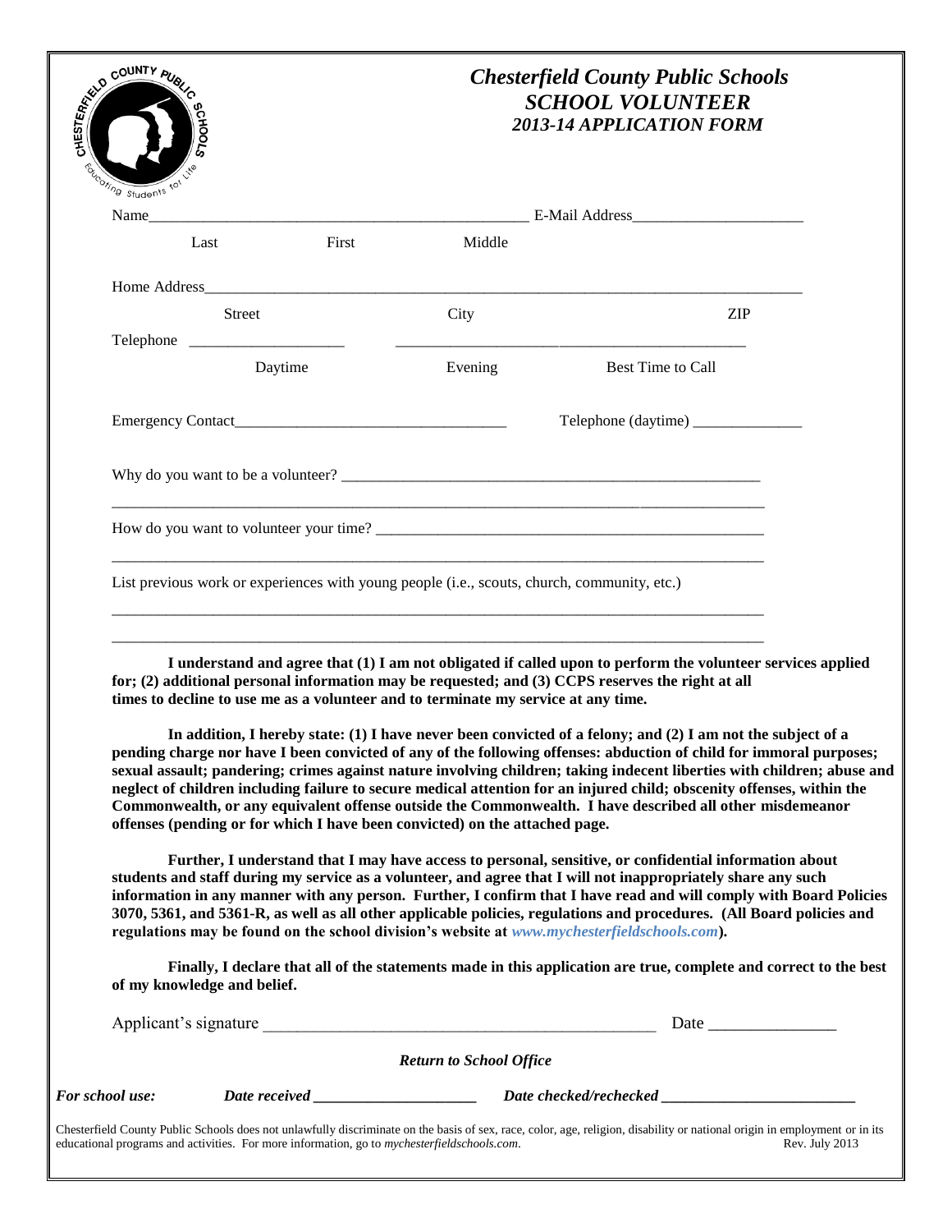# *Chesterfield County Public Schools*
## *SCHOOL VOLUNTEER*
### *2013-14 APPLICATION FORM*

Name_______________________________________________ E-Mail Address_____________________

Last First Middle

Home Address_____________________________________________________________________________

Street City ZIP

Telephone ___________________ ______________________________________________

Daytime Evening Best Time to Call

Emergency Contact_________________________________ Telephone (daytime) ______________

Why do you want to be a volunteer? _____________________________________________________

___________________________________________________________________________________

How do you want to volunteer your time? _________________________________________________

___________________________________________________________________________________

List previous work or experiences with young people (i.e., scouts, church, community, etc.)

___________________________________________________________________________________

___________________________________________________________________________________

**I understand and agree that (1) I am not obligated if called upon to perform the volunteer services applied for; (2) additional personal information may be requested; and (3) CCPS reserves the right at all times to decline to use me as a volunteer and to terminate my service at any time.**

**In addition, I hereby state: (1) I have never been convicted of a felony; and (2) I am not the subject of a pending charge nor have I been convicted of any of the following offenses: abduction of child for immoral purposes; sexual assault; pandering; crimes against nature involving children; taking indecent liberties with children; abuse and neglect of children including failure to secure medical attention for an injured child; obscenity offenses, within the Commonwealth, or any equivalent offense outside the Commonwealth. I have described all other misdemeanor offenses (pending or for which I have been convicted) on the attached page.**

**Further, I understand that I may have access to personal, sensitive, or confidential information about students and staff during my service as a volunteer, and agree that I will not inappropriately share any such information in any manner with any person. Further, I confirm that I have read and will comply with Board Policies 3070, 5361, and 5361-R, as well as all other applicable policies, regulations and procedures. (All Board policies and regulations may be found on the school division's website at *www.mychesterfieldschools.com*).**

**Finally, I declare that all of the statements made in this application are true, complete and correct to the best of my knowledge and belief.**

Applicant's signature _____________________________________________ Date _______________

***Return to School Office***

***For school use:*** ***Date received*** _____________________ ***Date checked/rechecked*** _________________________

Chesterfield County Public Schools does not unlawfully discriminate on the basis of sex, race, color, age, religion, disability or national origin in employment or in its educational programs and activities. For more information, go to *mychesterfieldschools.com*. Rev. July 2013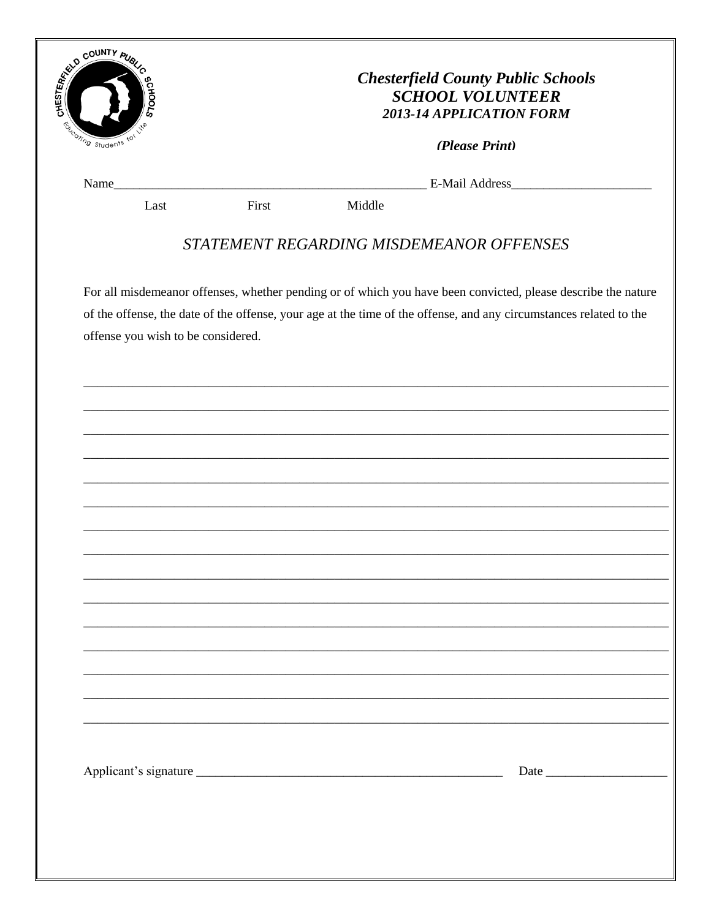**Chesterfield County Public Schools**
**SCHOOL VOLUNTEER**
**2013-14 APPLICATION FORM**

***(Please Print)***

Name__________________________________________________ E-Mail Address______________________

Last First Middle

## STATEMENT REGARDING MISDEMEANOR OFFENSES

For all misdemeanor offenses, whether pending or of which you have been convicted, please describe the nature of the offense, the date of the offense, your age at the time of the offense, and any circumstances related to the offense you wish to be considered.

_____________________________________________________________________________________________

_____________________________________________________________________________________________

_____________________________________________________________________________________________

_____________________________________________________________________________________________

_____________________________________________________________________________________________

_____________________________________________________________________________________________

_____________________________________________________________________________________________

_____________________________________________________________________________________________

_____________________________________________________________________________________________

_____________________________________________________________________________________________

_____________________________________________________________________________________________

_____________________________________________________________________________________________

_____________________________________________________________________________________________

_____________________________________________________________________________________________

_____________________________________________________________________________________________

Applicant's signature _________________________________________________ Date __________________